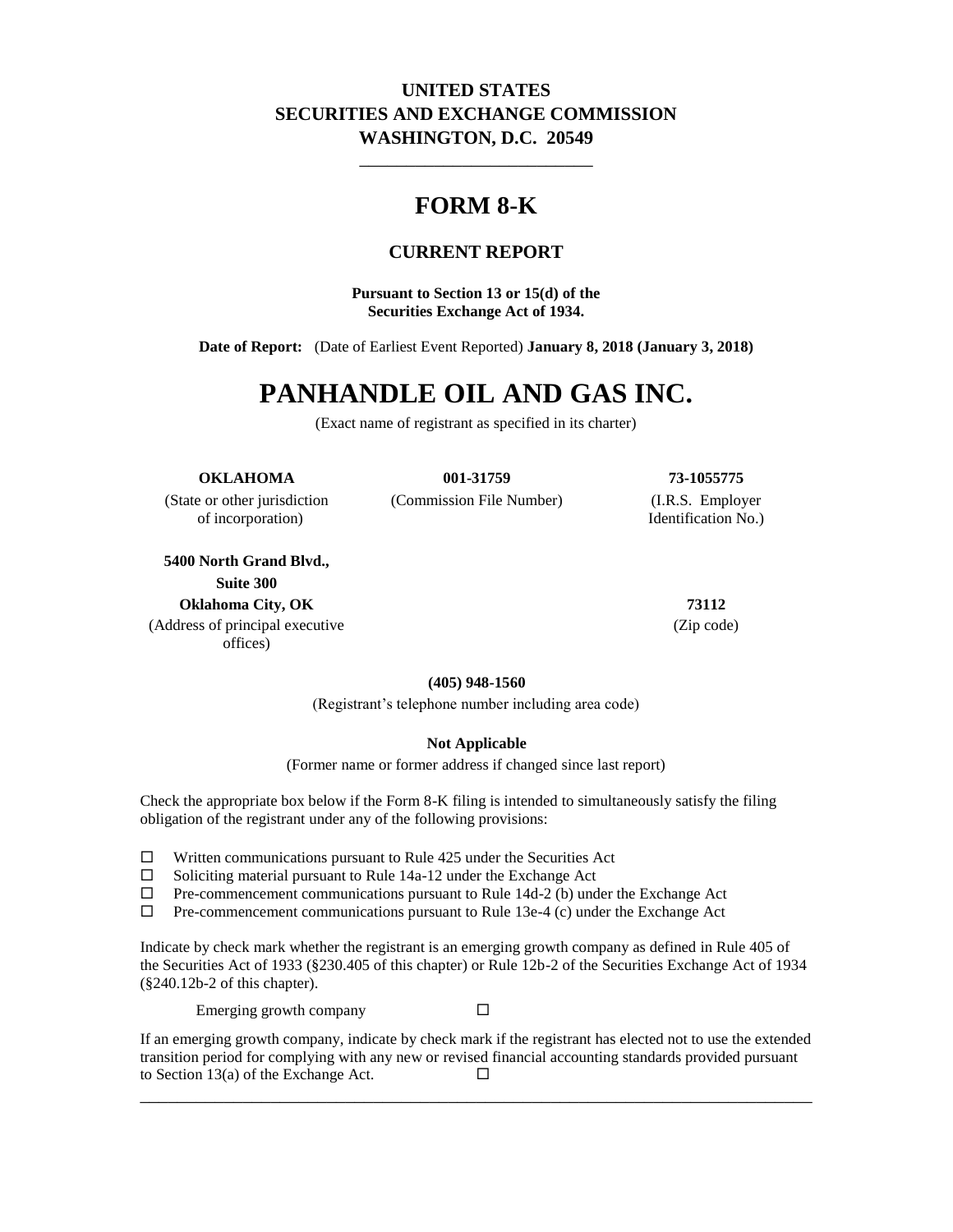**UNITED STATES**
**SECURITIES AND EXCHANGE COMMISSION**
**WASHINGTON, D.C. 20549**

---

# FORM 8-K

## CURRENT REPORT

**Pursuant to Section 13 or 15(d) of the**
**Securities Exchange Act of 1934.**

**Date of Report:** (Date of Earliest Event Reported) **January 8, 2018 (January 3, 2018)**

# PANHANDLE OIL AND GAS INC.

(Exact name of registrant as specified in its charter)

| **OKLAHOMA** | **001-31759** | **73-1055775** |
|---|---|---|
| (State or other jurisdiction of incorporation) | (Commission File Number) | (I.R.S. Employer Identification No.) |

| **5400 North Grand Blvd., Suite 300 Oklahoma City, OK** | **73112** |
|---|---|
| (Address of principal executive offices) | (Zip code) |

**(405) 948-1560**

(Registrant's telephone number including area code)

**Not Applicable**

(Former name or former address if changed since last report)

Check the appropriate box below if the Form 8-K filing is intended to simultaneously satisfy the filing obligation of the registrant under any of the following provisions:

☐ Written communications pursuant to Rule 425 under the Securities Act
☐ Soliciting material pursuant to Rule 14a-12 under the Exchange Act
☐ Pre-commencement communications pursuant to Rule 14d-2 (b) under the Exchange Act
☐ Pre-commencement communications pursuant to Rule 13e-4 (c) under the Exchange Act

Indicate by check mark whether the registrant is an emerging growth company as defined in Rule 405 of the Securities Act of 1933 (§230.405 of this chapter) or Rule 12b-2 of the Securities Exchange Act of 1934 (§240.12b-2 of this chapter).

Emerging growth company ☐

If an emerging growth company, indicate by check mark if the registrant has elected not to use the extended transition period for complying with any new or revised financial accounting standards provided pursuant to Section 13(a) of the Exchange Act. ☐

---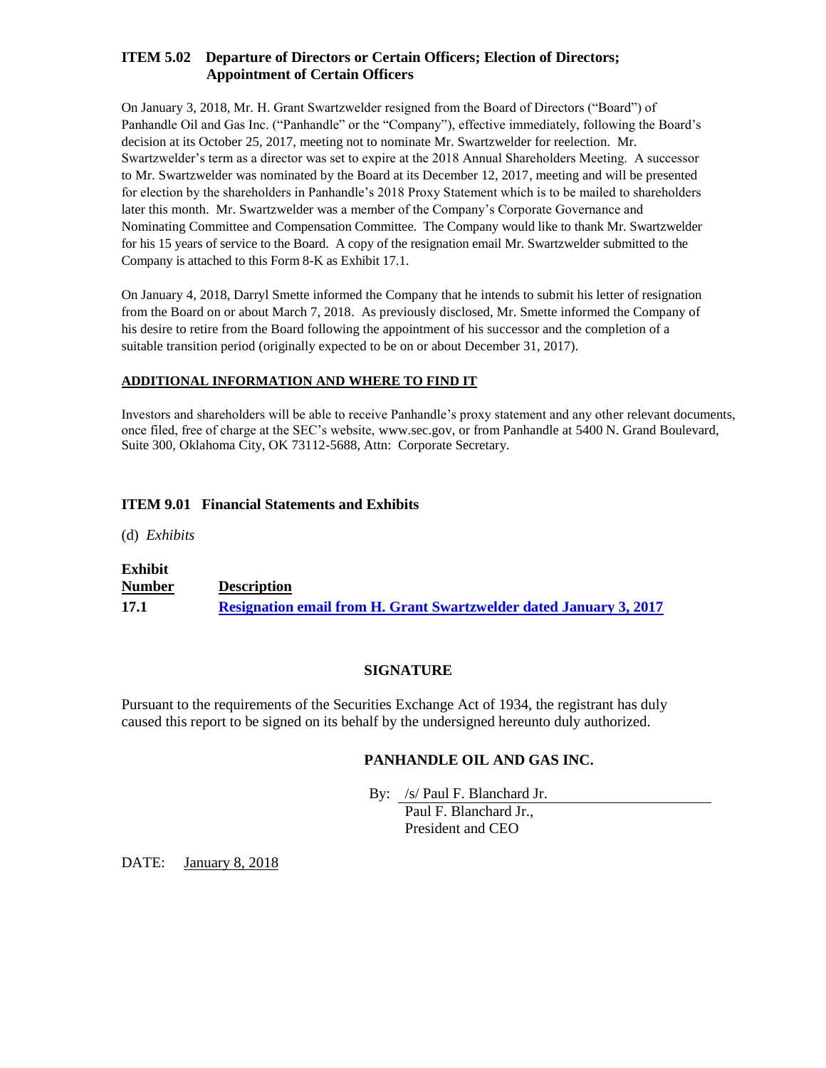## ITEM 5.02 Departure of Directors or Certain Officers; Election of Directors; Appointment of Certain Officers

On January 3, 2018, Mr. H. Grant Swartzwelder resigned from the Board of Directors ("Board") of Panhandle Oil and Gas Inc. ("Panhandle" or the "Company"), effective immediately, following the Board's decision at its October 25, 2017, meeting not to nominate Mr. Swartzwelder for reelection. Mr. Swartzwelder's term as a director was set to expire at the 2018 Annual Shareholders Meeting. A successor to Mr. Swartzwelder was nominated by the Board at its December 12, 2017, meeting and will be presented for election by the shareholders in Panhandle's 2018 Proxy Statement which is to be mailed to shareholders later this month. Mr. Swartzwelder was a member of the Company's Corporate Governance and Nominating Committee and Compensation Committee. The Company would like to thank Mr. Swartzwelder for his 15 years of service to the Board. A copy of the resignation email Mr. Swartzwelder submitted to the Company is attached to this Form 8-K as Exhibit 17.1.

On January 4, 2018, Darryl Smette informed the Company that he intends to submit his letter of resignation from the Board on or about March 7, 2018. As previously disclosed, Mr. Smette informed the Company of his desire to retire from the Board following the appointment of his successor and the completion of a suitable transition period (originally expected to be on or about December 31, 2017).

**ADDITIONAL INFORMATION AND WHERE TO FIND IT**

Investors and shareholders will be able to receive Panhandle's proxy statement and any other relevant documents, once filed, free of charge at the SEC's website, www.sec.gov, or from Panhandle at 5400 N. Grand Boulevard, Suite 300, Oklahoma City, OK 73112-5688, Attn: Corporate Secretary.

## ITEM 9.01 Financial Statements and Exhibits

(d) *Exhibits*

| Exhibit Number | Description |
|---|---|
| **17.1** | **Resignation email from H. Grant Swartzwelder dated January 3, 2017** |

**SIGNATURE**

Pursuant to the requirements of the Securities Exchange Act of 1934, the registrant has duly caused this report to be signed on its behalf by the undersigned hereunto duly authorized.

**PANHANDLE OIL AND GAS INC.**

By: /s/ Paul F. Blanchard Jr.
Paul F. Blanchard Jr.,
President and CEO

DATE: January 8, 2018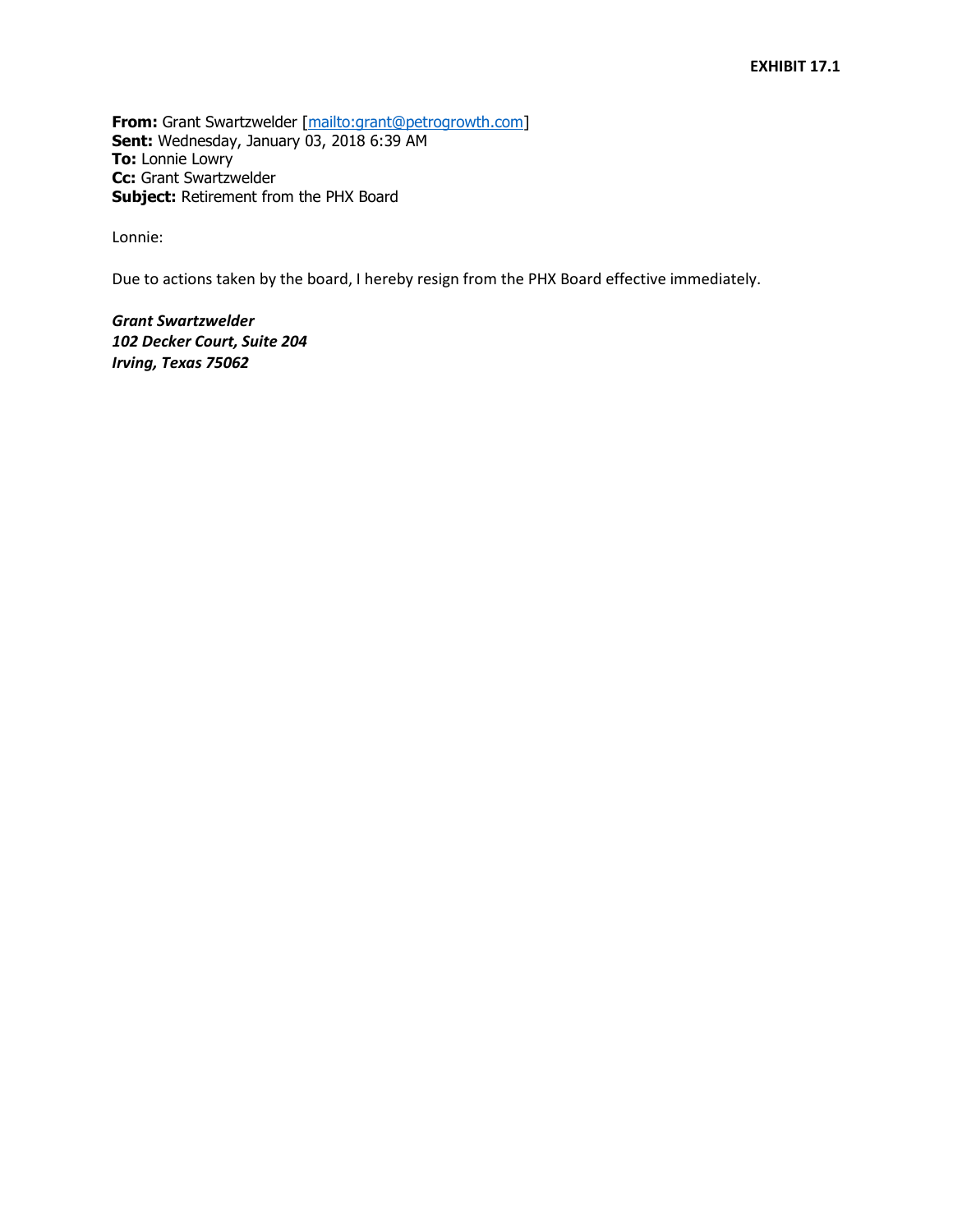**EXHIBIT 17.1**

**From:** Grant Swartzwelder [mailto:grant@petrogrowth.com]
**Sent:** Wednesday, January 03, 2018 6:39 AM
**To:** Lonnie Lowry
**Cc:** Grant Swartzwelder
**Subject:** Retirement from the PHX Board

Lonnie:

Due to actions taken by the board, I hereby resign from the PHX Board effective immediately.

***Grant Swartzwelder***
***102 Decker Court, Suite 204***
***Irving, Texas 75062***